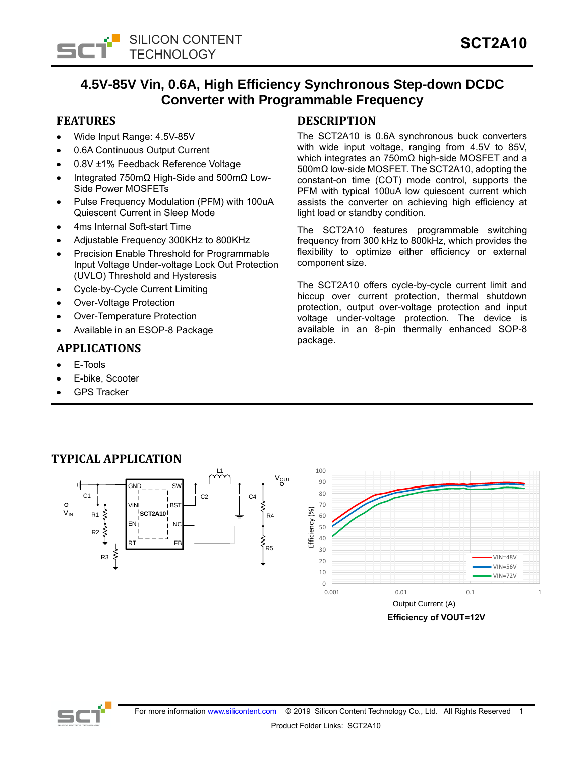# 4.5V-85V Vin, 0.6A, High Efficiency Synchronous Step-down DCDC Converter with Programmable Frequency

## FEATURES

- Wide Input Range: 4.5V-85V
- 0.6A Continuous Output Current
- 0.8V ±1% Feedback Reference Voltage
- Integrated 750mΩ High-Side and 500mΩ Low-Side Power MOSFETs
- Pulse Frequency Modulation (PFM) with 100uA Quiescent Current in Sleep Mode
- 4ms Internal Soft-start Time
- Adjustable Frequency 300KHz to 800KHz
- Precision Enable Threshold for Programmable Input Voltage Under-voltage Lock Out Protection (UVLO) Threshold and Hysteresis
- Cycle-by-Cycle Current Limiting
- Over-Voltage Protection
- Over-Temperature Protection
- Available in an ESOP-8 Package

## APPLICATIONS

- E-Tools
- E-bike, Scooter
- GPS Tracker

## DESCRIPTION

The SCT2A10 is 0.6A synchronous buck converters with wide input voltage, ranging from 4.5V to 85V, which integrates an 750mΩ high-side MOSFET and a 500mΩ low-side MOSFET. The SCT2A10, adopting the constant-on time (COT) mode control, supports the PFM with typical 100uA low quiescent current which assists the converter on achieving high efficiency at light load or standby condition.

The SCT2A10 features programmable switching frequency from 300 kHz to 800kHz, which provides the flexibility to optimize either efficiency or external component size.

The SCT2A10 offers cycle-by-cycle current limit and hiccup over current protection, thermal shutdown protection, output over-voltage protection and input voltage under-voltage protection. The device is available in an 8-pin thermally enhanced SOP-8 package.

## TYPICAL APPLICATION

Efficiency of VOUT=12V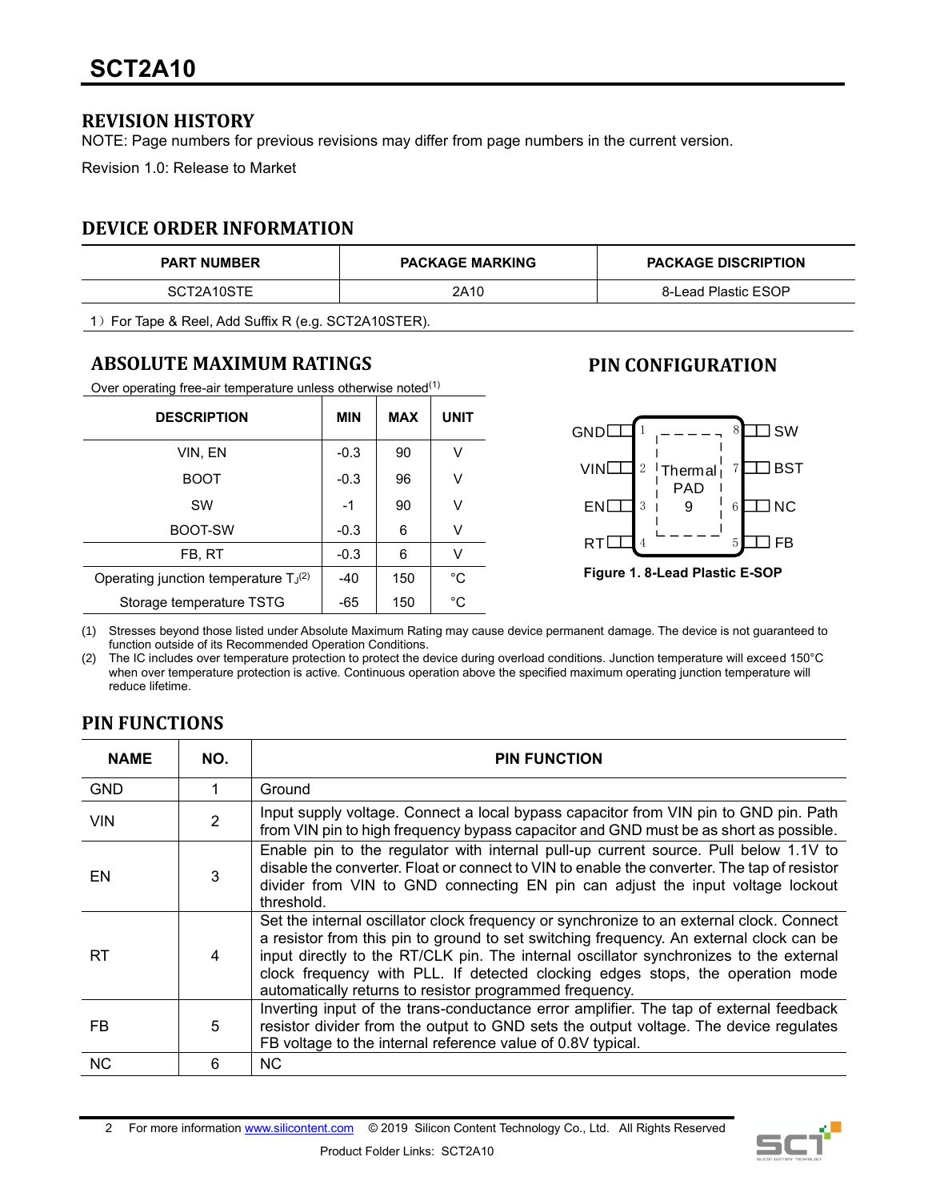## REVISION HISTORY

NOTE: Page numbers for previous revisions may differ from page numbers in the current version.

Revision 1.0: Release to Market

## DEVICE ORDER INFORMATION

| PART NUMBER | PACKAGE MARKING | PACKAGE DISCRIPTION |
|---|---|---|
| SCT2A10STE | 2A10 | 8-Lead Plastic ESOP |

1) For Tape & Reel, Add Suffix R (e.g. SCT2A10STER).

## ABSOLUTE MAXIMUM RATINGS

Over operating free-air temperature unless otherwise noted(1)

| DESCRIPTION | MIN | MAX | UNIT |
|---|---|---|---|
| VIN, EN | -0.3 | 90 | V |
| BOOT | -0.3 | 96 | V |
| SW | -1 | 90 | V |
| BOOT-SW | -0.3 | 6 | V |
| FB, RT | -0.3 | 6 | V |
| Operating junction temperature $T_J$(2) | -40 | 150 | °C |
| Storage temperature TSTG | -65 | 150 | °C |

## PIN CONFIGURATION

GND 1, VIN 2, EN 3, RT 4, FB 5, NC 6, BST 7, SW 8, Thermal PAD 9

Figure 1. 8-Lead Plastic E-SOP

(1) Stresses beyond those listed under Absolute Maximum Rating may cause device permanent damage. The device is not guaranteed to function outside of its Recommended Operation Conditions.

(2) The IC includes over temperature protection to protect the device during overload conditions. Junction temperature will exceed 150°C when over temperature protection is active. Continuous operation above the specified maximum operating junction temperature will reduce lifetime.

## PIN FUNCTIONS

| NAME | NO. | PIN FUNCTION |
|---|---|---|
| GND | 1 | Ground |
| VIN | 2 | Input supply voltage. Connect a local bypass capacitor from VIN pin to GND pin. Path from VIN pin to high frequency bypass capacitor and GND must be as short as possible. |
| EN | 3 | Enable pin to the regulator with internal pull-up current source. Pull below 1.1V to disable the converter. Float or connect to VIN to enable the converter. The tap of resistor divider from VIN to GND connecting EN pin can adjust the input voltage lockout threshold. |
| RT | 4 | Set the internal oscillator clock frequency or synchronize to an external clock. Connect a resistor from this pin to ground to set switching frequency. An external clock can be input directly to the RT/CLK pin. The internal oscillator synchronizes to the external clock frequency with PLL. If detected clocking edges stops, the operation mode automatically returns to resistor programmed frequency. |
| FB | 5 | Inverting input of the trans-conductance error amplifier. The tap of external feedback resistor divider from the output to GND sets the output voltage. The device regulates FB voltage to the internal reference value of 0.8V typical. |
| NC | 6 | NC |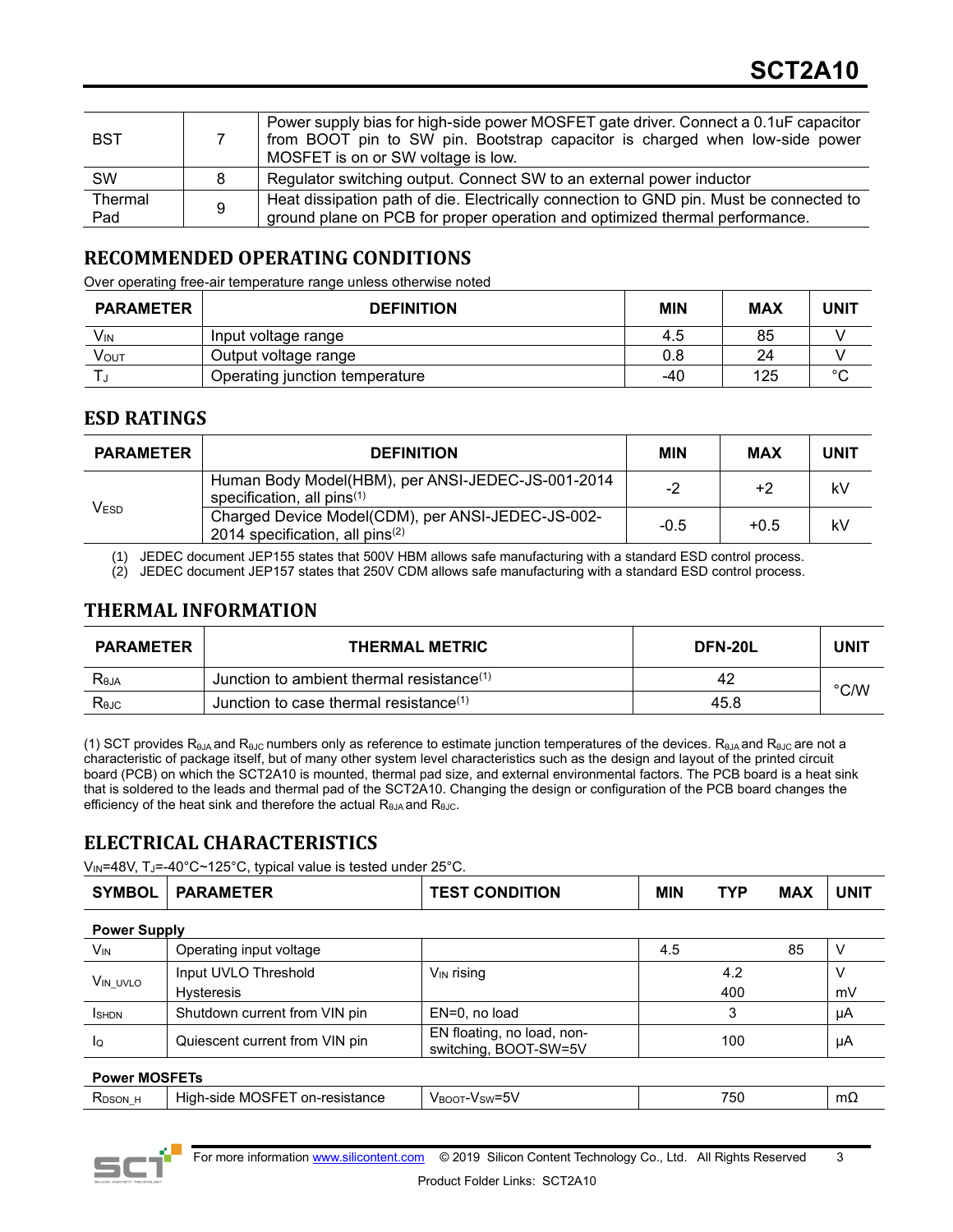| BST | 7 | Power supply bias for high-side power MOSFET gate driver. Connect a 0.1uF capacitor from BOOT pin to SW pin. Bootstrap capacitor is charged when low-side power MOSFET is on or SW voltage is low. |
|---|---|---|
| SW | 8 | Regulator switching output. Connect SW to an external power inductor |
| Thermal Pad | 9 | Heat dissipation path of die. Electrically connection to GND pin. Must be connected to ground plane on PCB for proper operation and optimized thermal performance. |

## RECOMMENDED OPERATING CONDITIONS

Over operating free-air temperature range unless otherwise noted

| PARAMETER | DEFINITION | MIN | MAX | UNIT |
|---|---|---|---|---|
| $V_{IN}$ | Input voltage range | 4.5 | 85 | V |
| $V_{OUT}$ | Output voltage range | 0.8 | 24 | V |
| $T_J$ | Operating junction temperature | -40 | 125 | °C |

## ESD RATINGS

| PARAMETER | DEFINITION | MIN | MAX | UNIT |
|---|---|---|---|---|
| $V_{ESD}$ | Human Body Model(HBM), per ANSI-JEDEC-JS-001-2014 specification, all pins[1] | -2 | +2 | kV |
| | Charged Device Model(CDM), per ANSI-JEDEC-JS-002-2014 specification, all pins[2] | -0.5 | +0.5 | kV |

(1) JEDEC document JEP155 states that 500V HBM allows safe manufacturing with a standard ESD control process.
(2) JEDEC document JEP157 states that 250V CDM allows safe manufacturing with a standard ESD control process.

## THERMAL INFORMATION

| PARAMETER | THERMAL METRIC | DFN-20L | UNIT |
|---|---|---|---|
| $R_{\theta JA}$ | Junction to ambient thermal resistance[1] | 42 | °C/W |
| $R_{\theta JC}$ | Junction to case thermal resistance[1] | 45.8 | |

(1) SCT provides $R_{\theta JA}$ and $R_{\theta JC}$ numbers only as reference to estimate junction temperatures of the devices. $R_{\theta JA}$ and $R_{\theta JC}$ are not a characteristic of package itself, but of many other system level characteristics such as the design and layout of the printed circuit board (PCB) on which the SCT2A10 is mounted, thermal pad size, and external environmental factors. The PCB board is a heat sink that is soldered to the leads and thermal pad of the SCT2A10. Changing the design or configuration of the PCB board changes the efficiency of the heat sink and therefore the actual $R_{\theta JA}$ and $R_{\theta JC}$.

## ELECTRICAL CHARACTERISTICS

$V_{IN}$=48V, $T_J$=-40°C~125°C, typical value is tested under 25°C.

| SYMBOL | PARAMETER | TEST CONDITION | MIN | TYP | MAX | UNIT |
|---|---|---|---|---|---|---|
| **Power Supply** | | | | | | |
| $V_{IN}$ | Operating input voltage | | 4.5 | | 85 | V |
| $V_{IN\_UVLO}$ | Input UVLO Threshold | $V_{IN}$ rising | | 4.2 | | V |
| | Hysteresis | | | 400 | | mV |
| $I_{SHDN}$ | Shutdown current from VIN pin | EN=0, no load | | 3 | | μA |
| $I_Q$ | Quiescent current from VIN pin | EN floating, no load, non-switching, BOOT-SW=5V | | 100 | | μA |
| **Power MOSFETs** | | | | | | |
| $R_{DSON\_H}$ | High-side MOSFET on-resistance | $V_{BOOT}$-$V_{SW}$=5V | | 750 | | mΩ |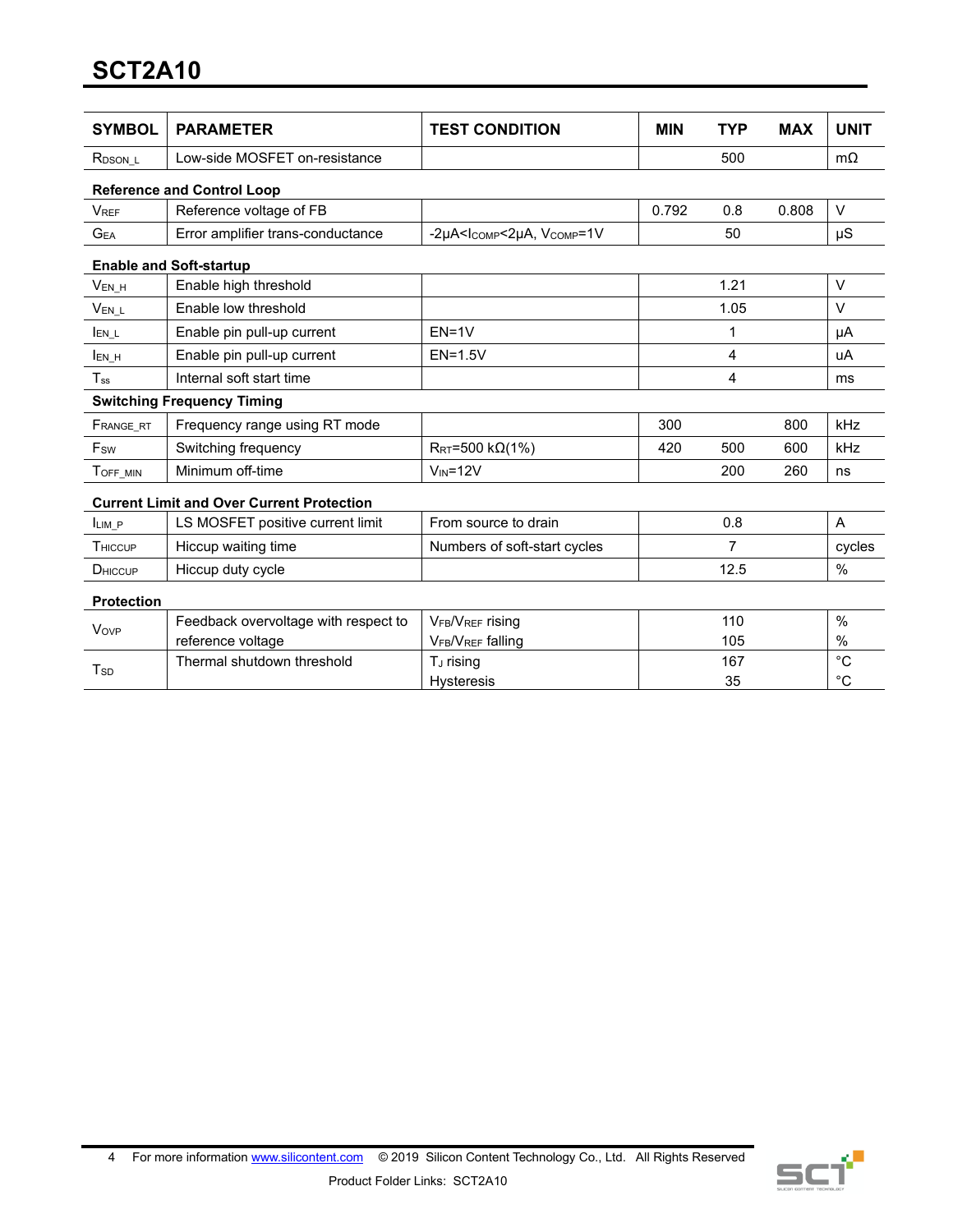# SCT2A10

| SYMBOL | PARAMETER | TEST CONDITION | MIN | TYP | MAX | UNIT |
|---|---|---|---|---|---|---|
| $R_{DSON\_L}$ | Low-side MOSFET on-resistance | | | 500 | | mΩ |
| **Reference and Control Loop** | | | | | | |
| $V_{REF}$ | Reference voltage of FB | | 0.792 | 0.8 | 0.808 | V |
| $G_{EA}$ | Error amplifier trans-conductance | $-2\mu A<I_{COMP}<2\mu A$, $V_{COMP}=1V$ | | 50 | | μS |
| **Enable and Soft-startup** | | | | | | |
| $V_{EN\_H}$ | Enable high threshold | | | 1.21 | | V |
| $V_{EN\_L}$ | Enable low threshold | | | 1.05 | | V |
| $I_{EN\_L}$ | Enable pin pull-up current | EN=1V | | 1 | | μA |
| $I_{EN\_H}$ | Enable pin pull-up current | EN=1.5V | | 4 | | uA |
| $T_{ss}$ | Internal soft start time | | | 4 | | ms |
| **Switching Frequency Timing** | | | | | | |
| $F_{RANGE\_RT}$ | Frequency range using RT mode | | 300 | | 800 | kHz |
| $F_{SW}$ | Switching frequency | $R_{RT}$=500 kΩ(1%) | 420 | 500 | 600 | kHz |
| $T_{OFF\_MIN}$ | Minimum off-time | $V_{IN}$=12V | | 200 | 260 | ns |
| **Current Limit and Over Current Protection** | | | | | | |
| $I_{LIM\_P}$ | LS MOSFET positive current limit | From source to drain | | 0.8 | | A |
| $T_{HICCUP}$ | Hiccup waiting time | Numbers of soft-start cycles | | 7 | | cycles |
| $D_{HICCUP}$ | Hiccup duty cycle | | | 12.5 | | % |
| **Protection** | | | | | | |
| $V_{OVP}$ | Feedback overvoltage with respect to reference voltage | $V_{FB}/V_{REF}$ rising | | 110 | | % |
| | | $V_{FB}/V_{REF}$ falling | | 105 | | % |
| $T_{SD}$ | Thermal shutdown threshold | $T_J$ rising | | 167 | | °C |
| | | Hysteresis | | 35 | | °C |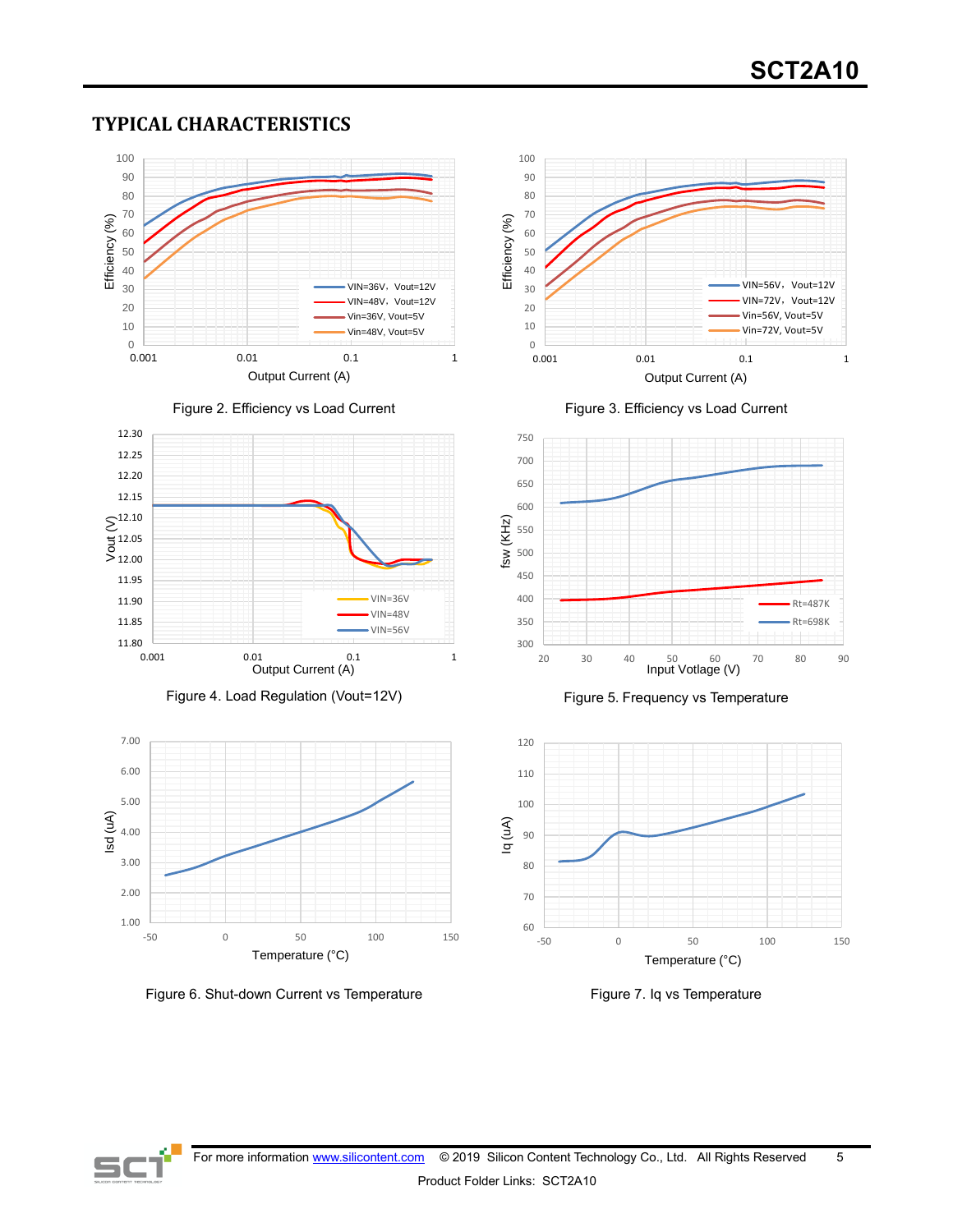## TYPICAL CHARACTERISTICS

Figure 2. Efficiency vs Load Current

Figure 3. Efficiency vs Load Current

Figure 4. Load Regulation (Vout=12V)

Figure 5. Frequency vs Temperature

Figure 6. Shut-down Current vs Temperature

Figure 7. Iq vs Temperature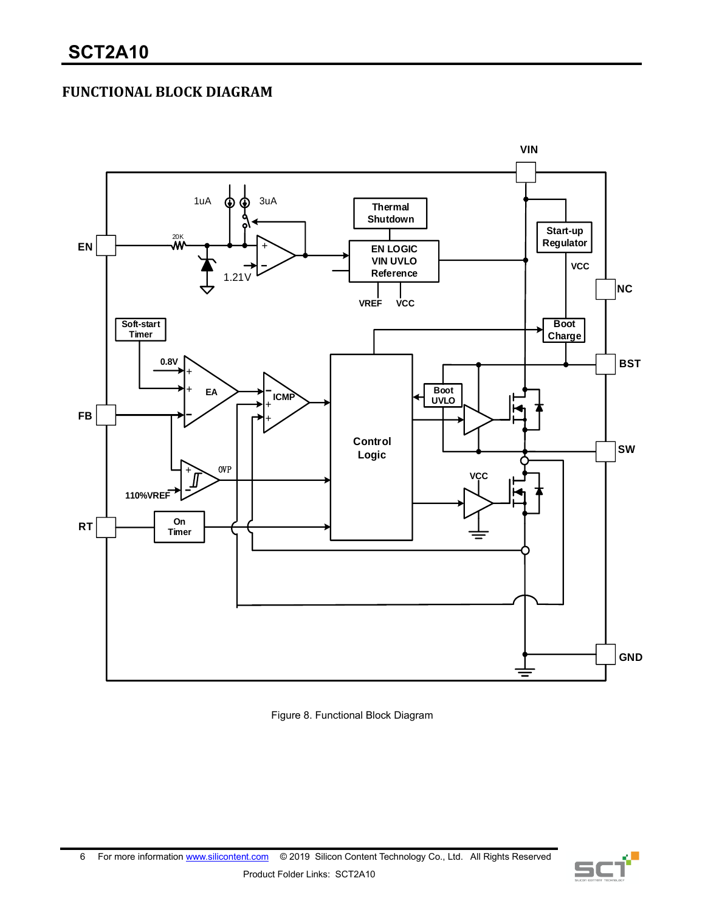## FUNCTIONAL BLOCK DIAGRAM

Figure 8. Functional Block Diagram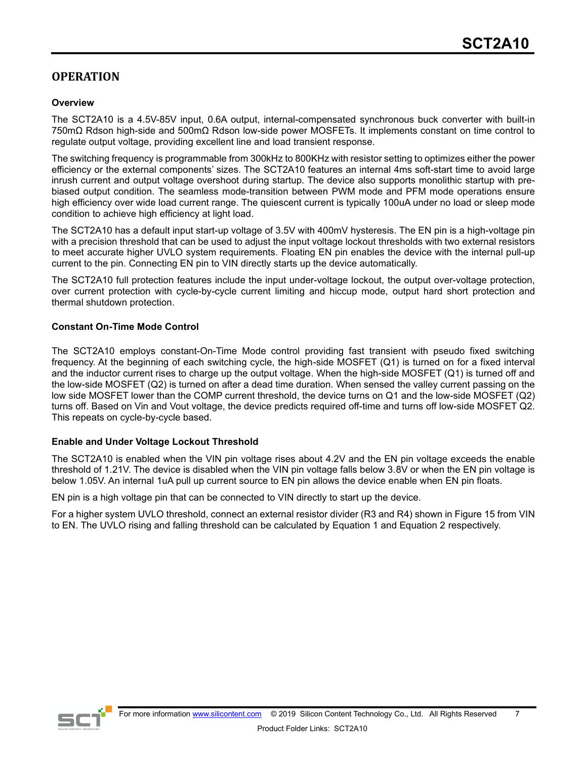## OPERATION

### Overview

The SCT2A10 is a 4.5V-85V input, 0.6A output, internal-compensated synchronous buck converter with built-in 750mΩ Rdson high-side and 500mΩ Rdson low-side power MOSFETs. It implements constant on time control to regulate output voltage, providing excellent line and load transient response.

The switching frequency is programmable from 300kHz to 800KHz with resistor setting to optimizes either the power efficiency or the external components' sizes. The SCT2A10 features an internal 4ms soft-start time to avoid large inrush current and output voltage overshoot during startup. The device also supports monolithic startup with pre-biased output condition. The seamless mode-transition between PWM mode and PFM mode operations ensure high efficiency over wide load current range. The quiescent current is typically 100uA under no load or sleep mode condition to achieve high efficiency at light load.

The SCT2A10 has a default input start-up voltage of 3.5V with 400mV hysteresis. The EN pin is a high-voltage pin with a precision threshold that can be used to adjust the input voltage lockout thresholds with two external resistors to meet accurate higher UVLO system requirements. Floating EN pin enables the device with the internal pull-up current to the pin. Connecting EN pin to VIN directly starts up the device automatically.

The SCT2A10 full protection features include the input under-voltage lockout, the output over-voltage protection, over current protection with cycle-by-cycle current limiting and hiccup mode, output hard short protection and thermal shutdown protection.

### Constant On-Time Mode Control

The SCT2A10 employs constant-On-Time Mode control providing fast transient with pseudo fixed switching frequency. At the beginning of each switching cycle, the high-side MOSFET (Q1) is turned on for a fixed interval and the inductor current rises to charge up the output voltage. When the high-side MOSFET (Q1) is turned off and the low-side MOSFET (Q2) is turned on after a dead time duration. When sensed the valley current passing on the low side MOSFET lower than the COMP current threshold, the device turns on Q1 and the low-side MOSFET (Q2) turns off. Based on Vin and Vout voltage, the device predicts required off-time and turns off low-side MOSFET Q2. This repeats on cycle-by-cycle based.

### Enable and Under Voltage Lockout Threshold

The SCT2A10 is enabled when the VIN pin voltage rises about 4.2V and the EN pin voltage exceeds the enable threshold of 1.21V. The device is disabled when the VIN pin voltage falls below 3.8V or when the EN pin voltage is below 1.05V. An internal 1uA pull up current source to EN pin allows the device enable when EN pin floats.

EN pin is a high voltage pin that can be connected to VIN directly to start up the device.

For a higher system UVLO threshold, connect an external resistor divider (R3 and R4) shown in Figure 15 from VIN to EN. The UVLO rising and falling threshold can be calculated by Equation 1 and Equation 2 respectively.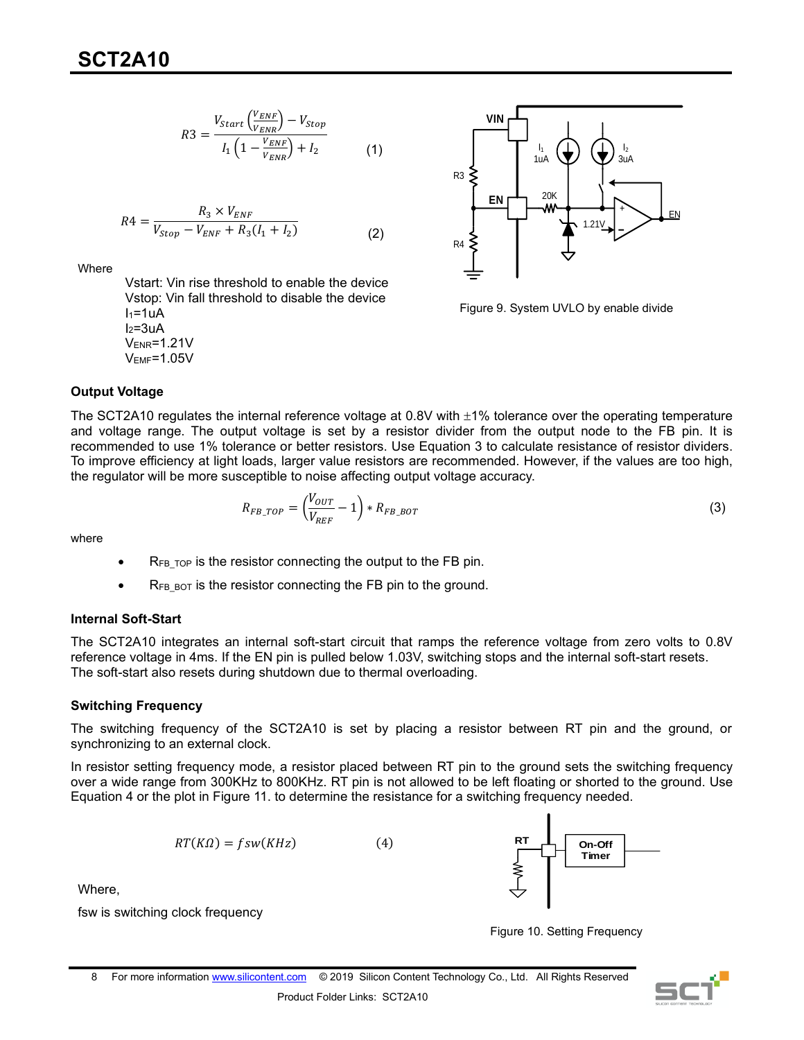$$R3 = \frac{V_{Start}\left(\frac{V_{ENF}}{V_{ENR}}\right) - V_{Stop}}{I_1\left(1 - \frac{V_{ENF}}{V_{ENR}}\right) + I_2} \qquad (1)$$

$$R4 = \frac{R_3 \times V_{ENF}}{V_{Stop} - V_{ENF} + R_3(I_1 + I_2)} \qquad (2)$$

Where

- Vstart: Vin rise threshold to enable the device
- Vstop: Vin fall threshold to disable the device
- $I_1$=1uA
- $I_2$=3uA
- $V_{ENR}$=1.21V
- $V_{EMF}$=1.05V

Figure 9. System UVLO by enable divide

### Output Voltage

The SCT2A10 regulates the internal reference voltage at 0.8V with ±1% tolerance over the operating temperature and voltage range. The output voltage is set by a resistor divider from the output node to the FB pin. It is recommended to use 1% tolerance or better resistors. Use Equation 3 to calculate resistance of resistor dividers. To improve efficiency at light loads, larger value resistors are recommended. However, if the values are too high, the regulator will be more susceptible to noise affecting output voltage accuracy.

$$R_{FB\_TOP} = \left(\frac{V_{OUT}}{V_{REF}} - 1\right) * R_{FB\_BOT} \qquad (3)$$

where

- $R_{FB\_TOP}$ is the resistor connecting the output to the FB pin.
- $R_{FB\_BOT}$ is the resistor connecting the FB pin to the ground.

### Internal Soft-Start

The SCT2A10 integrates an internal soft-start circuit that ramps the reference voltage from zero volts to 0.8V reference voltage in 4ms. If the EN pin is pulled below 1.03V, switching stops and the internal soft-start resets. The soft-start also resets during shutdown due to thermal overloading.

### Switching Frequency

The switching frequency of the SCT2A10 is set by placing a resistor between RT pin and the ground, or synchronizing to an external clock.

In resistor setting frequency mode, a resistor placed between RT pin to the ground sets the switching frequency over a wide range from 300KHz to 800KHz. RT pin is not allowed to be left floating or shorted to the ground. Use Equation 4 or the plot in Figure 11. to determine the resistance for a switching frequency needed.

$$RT(K\Omega) = fsw(KHz) \qquad (4)$$

Where,

fsw is switching clock frequency

Figure 10. Setting Frequency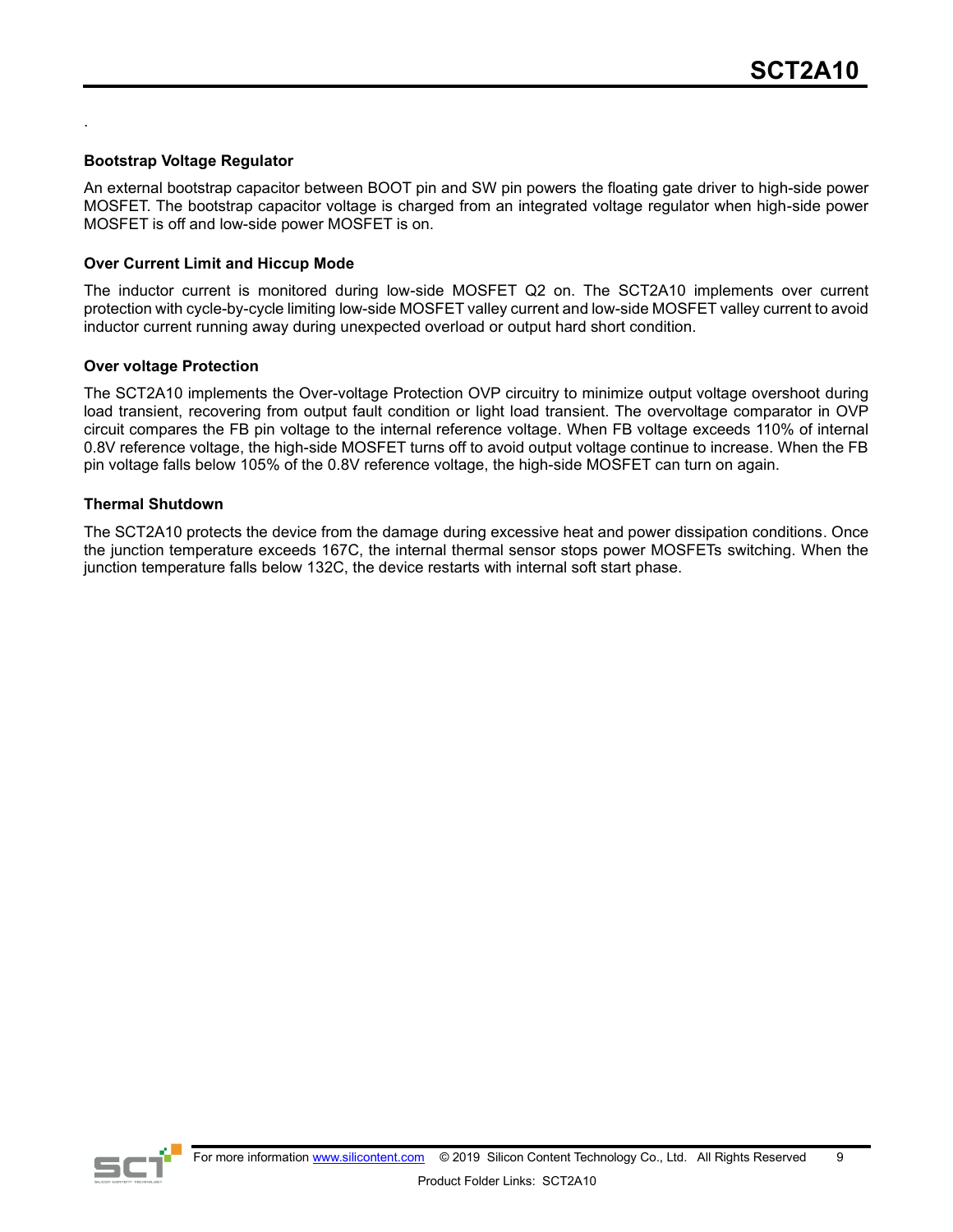.

### Bootstrap Voltage Regulator

An external bootstrap capacitor between BOOT pin and SW pin powers the floating gate driver to high-side power MOSFET. The bootstrap capacitor voltage is charged from an integrated voltage regulator when high-side power MOSFET is off and low-side power MOSFET is on.

### Over Current Limit and Hiccup Mode

The inductor current is monitored during low-side MOSFET Q2 on. The SCT2A10 implements over current protection with cycle-by-cycle limiting low-side MOSFET valley current and low-side MOSFET valley current to avoid inductor current running away during unexpected overload or output hard short condition.

### Over voltage Protection

The SCT2A10 implements the Over-voltage Protection OVP circuitry to minimize output voltage overshoot during load transient, recovering from output fault condition or light load transient. The overvoltage comparator in OVP circuit compares the FB pin voltage to the internal reference voltage. When FB voltage exceeds 110% of internal 0.8V reference voltage, the high-side MOSFET turns off to avoid output voltage continue to increase. When the FB pin voltage falls below 105% of the 0.8V reference voltage, the high-side MOSFET can turn on again.

### Thermal Shutdown

The SCT2A10 protects the device from the damage during excessive heat and power dissipation conditions. Once the junction temperature exceeds 167C, the internal thermal sensor stops power MOSFETs switching. When the junction temperature falls below 132C, the device restarts with internal soft start phase.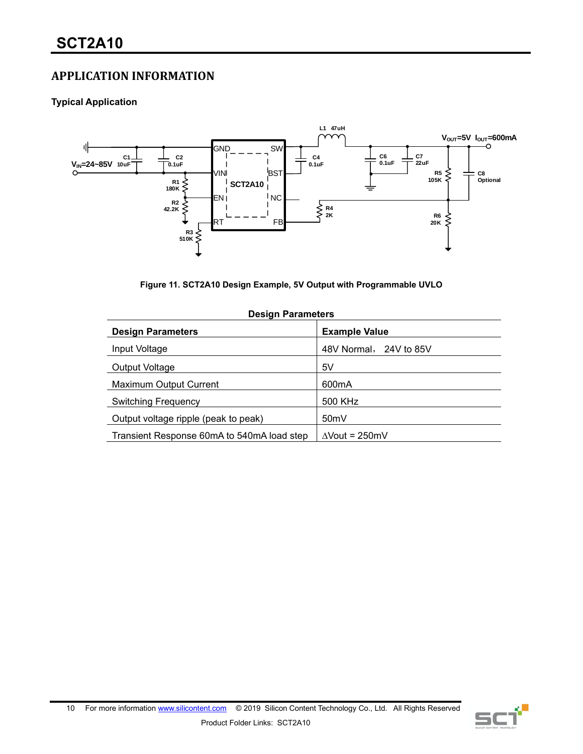## APPLICATION INFORMATION

### Typical Application

Figure 11. SCT2A10 Design Example, 5V Output with Programmable UVLO

**Design Parameters**

| Design Parameters | Example Value |
|---|---|
| Input Voltage | 48V Normal， 24V to 85V |
| Output Voltage | 5V |
| Maximum Output Current | 600mA |
| Switching Frequency | 500 KHz |
| Output voltage ripple (peak to peak) | 50mV |
| Transient Response 60mA to 540mA load step | ∆Vout = 250mV |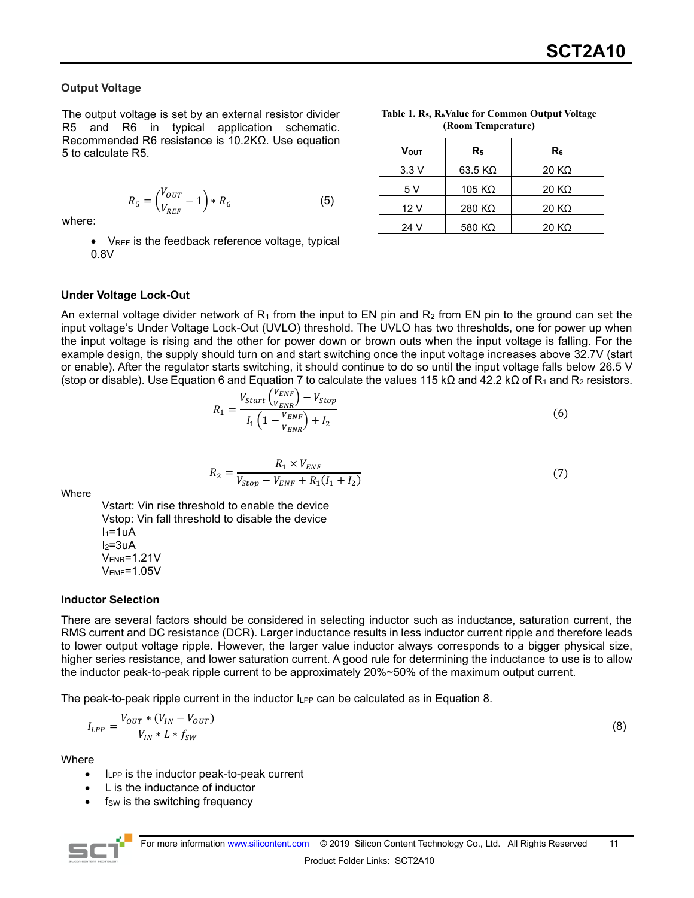### Output Voltage

The output voltage is set by an external resistor divider R5 and R6 in typical application schematic. Recommended R6 resistance is 10.2KΩ. Use equation 5 to calculate R5.

$$R_5 = \left(\frac{V_{OUT}}{V_{REF}} - 1\right) * R_6 \tag{5}$$

where:

- $V_{REF}$ is the feedback reference voltage, typical 0.8V

**Table 1. $R_5$, $R_6$Value for Common Output Voltage (Room Temperature)**

| $V_{OUT}$ | $R_5$ | $R_6$ |
|---|---|---|
| 3.3 V | 63.5 KΩ | 20 KΩ |
| 5 V | 105 KΩ | 20 KΩ |
| 12 V | 280 KΩ | 20 KΩ |
| 24 V | 580 KΩ | 20 KΩ |

### Under Voltage Lock-Out

An external voltage divider network of $R_1$ from the input to EN pin and $R_2$ from EN pin to the ground can set the input voltage's Under Voltage Lock-Out (UVLO) threshold. The UVLO has two thresholds, one for power up when the input voltage is rising and the other for power down or brown outs when the input voltage is falling. For the example design, the supply should turn on and start switching once the input voltage increases above 32.7V (start or enable). After the regulator starts switching, it should continue to do so until the input voltage falls below 26.5 V (stop or disable). Use Equation 6 and Equation 7 to calculate the values 115 kΩ and 42.2 kΩ of $R_1$ and $R_2$ resistors.

$$R_1 = \frac{V_{Start}\left(\frac{V_{ENF}}{V_{ENR}}\right) - V_{Stop}}{I_1\left(1 - \frac{V_{ENF}}{V_{ENR}}\right) + I_2} \tag{6}$$

$$R_2 = \frac{R_1 \times V_{ENF}}{V_{Stop} - V_{ENF} + R_1(I_1 + I_2)} \tag{7}$$

Where

Vstart: Vin rise threshold to enable the device
Vstop: Vin fall threshold to disable the device
$I_1$=1uA
$I_2$=3uA
$V_{ENR}$=1.21V
$V_{EMF}$=1.05V

### Inductor Selection

There are several factors should be considered in selecting inductor such as inductance, saturation current, the RMS current and DC resistance (DCR). Larger inductance results in less inductor current ripple and therefore leads to lower output voltage ripple. However, the larger value inductor always corresponds to a bigger physical size, higher series resistance, and lower saturation current. A good rule for determining the inductance to use is to allow the inductor peak-to-peak ripple current to be approximately 20%~50% of the maximum output current.

The peak-to-peak ripple current in the inductor $I_{LPP}$ can be calculated as in Equation 8.

$$I_{LPP} = \frac{V_{OUT} * (V_{IN} - V_{OUT})}{V_{IN} * L * f_{SW}} \tag{8}$$

Where

- $I_{LPP}$ is the inductor peak-to-peak current
- L is the inductance of inductor
- $f_{SW}$ is the switching frequency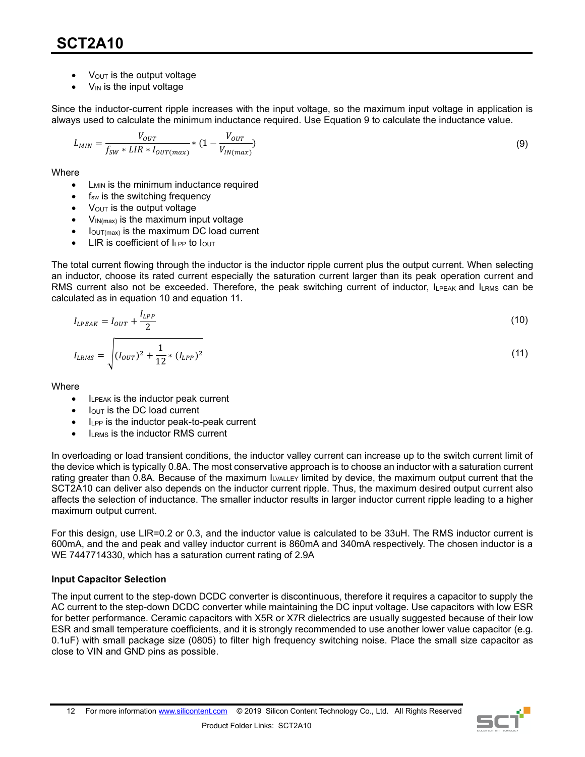- $V_{OUT}$ is the output voltage
- $V_{IN}$ is the input voltage

Since the inductor-current ripple increases with the input voltage, so the maximum input voltage in application is always used to calculate the minimum inductance required. Use Equation 9 to calculate the inductance value.

$$L_{MIN} = \frac{V_{OUT}}{f_{SW} * LIR * I_{OUT(max)}} * (1 - \frac{V_{OUT}}{V_{IN(max)}}) \tag{9}$$

Where

- $L_{MIN}$ is the minimum inductance required
- $f_{sw}$ is the switching frequency
- $V_{OUT}$ is the output voltage
- $V_{IN(max)}$ is the maximum input voltage
- $I_{OUT(max)}$ is the maximum DC load current
- LIR is coefficient of $I_{LPP}$ to $I_{OUT}$

The total current flowing through the inductor is the inductor ripple current plus the output current. When selecting an inductor, choose its rated current especially the saturation current larger than its peak operation current and RMS current also not be exceeded. Therefore, the peak switching current of inductor, $I_{LPEAK}$ and $I_{LRMS}$ can be calculated as in equation 10 and equation 11.

$$I_{LPEAK} = I_{OUT} + \frac{I_{LPP}}{2} \tag{10}$$

$$I_{LRMS} = \sqrt{(I_{OUT})^2 + \frac{1}{12} * (I_{LPP})^2} \tag{11}$$

Where

- $I_{LPEAK}$ is the inductor peak current
- $I_{OUT}$ is the DC load current
- $I_{LPP}$ is the inductor peak-to-peak current
- $I_{LRMS}$ is the inductor RMS current

In overloading or load transient conditions, the inductor valley current can increase up to the switch current limit of the device which is typically 0.8A. The most conservative approach is to choose an inductor with a saturation current rating greater than 0.8A. Because of the maximum $I_{LVALLEY}$ limited by device, the maximum output current that the SCT2A10 can deliver also depends on the inductor current ripple. Thus, the maximum desired output current also affects the selection of inductance. The smaller inductor results in larger inductor current ripple leading to a higher maximum output current.

For this design, use LIR=0.2 or 0.3, and the inductor value is calculated to be 33uH. The RMS inductor current is 600mA, and the and peak and valley inductor current is 860mA and 340mA respectively. The chosen inductor is a WE 7447714330, which has a saturation current rating of 2.9A

**Input Capacitor Selection**

The input current to the step-down DCDC converter is discontinuous, therefore it requires a capacitor to supply the AC current to the step-down DCDC converter while maintaining the DC input voltage. Use capacitors with low ESR for better performance. Ceramic capacitors with X5R or X7R dielectrics are usually suggested because of their low ESR and small temperature coefficients, and it is strongly recommended to use another lower value capacitor (e.g. 0.1uF) with small package size (0805) to filter high frequency switching noise. Place the small size capacitor as close to VIN and GND pins as possible.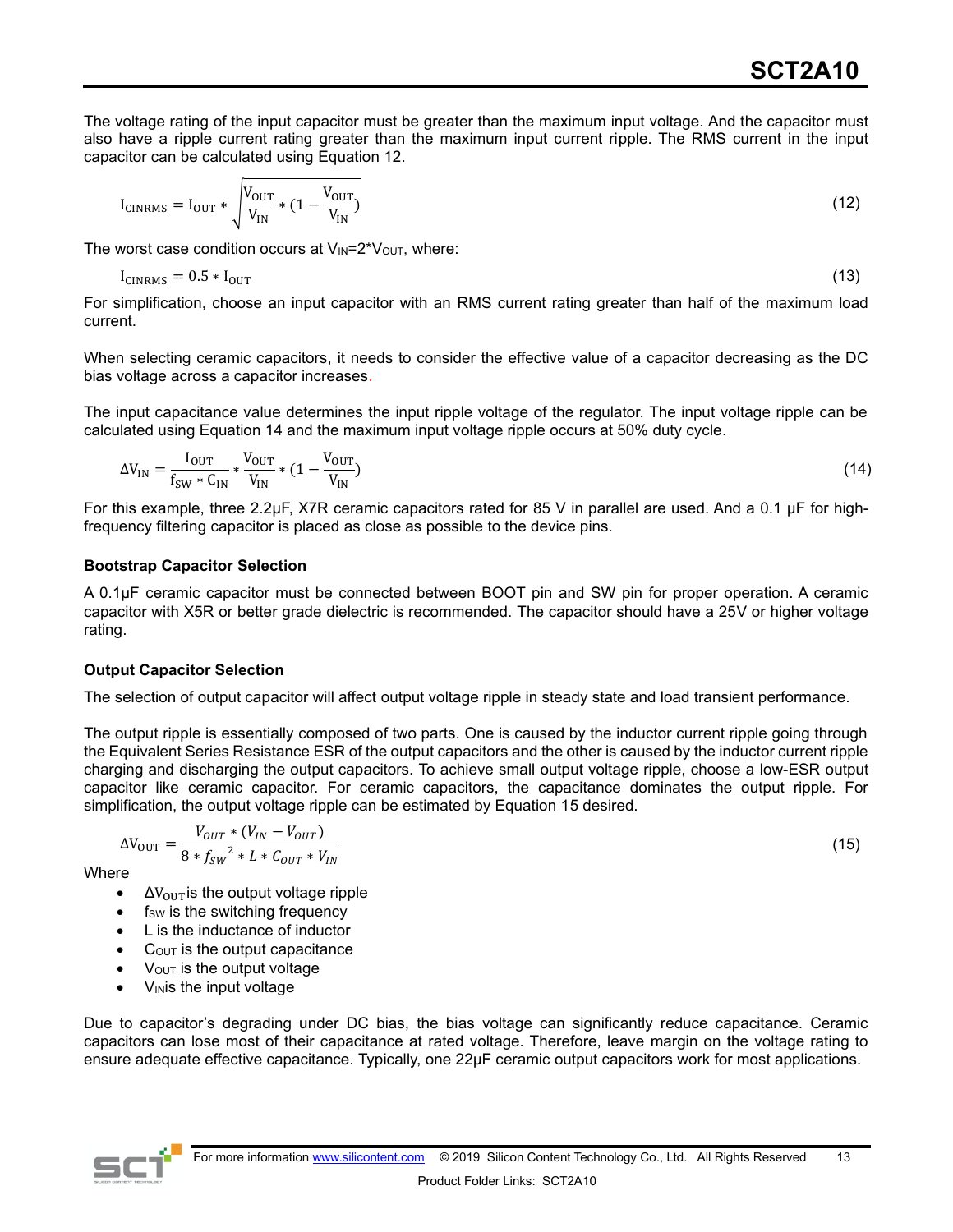The voltage rating of the input capacitor must be greater than the maximum input voltage. And the capacitor must also have a ripple current rating greater than the maximum input current ripple. The RMS current in the input capacitor can be calculated using Equation 12.

$$I_{CINRMS} = I_{OUT} * \sqrt{\frac{V_{OUT}}{V_{IN}} * (1 - \frac{V_{OUT}}{V_{IN}})} \tag{12}$$

The worst case condition occurs at $V_{IN}$=2*$V_{OUT}$, where:

$$I_{CINRMS} = 0.5 * I_{OUT} \tag{13}$$

For simplification, choose an input capacitor with an RMS current rating greater than half of the maximum load current.

When selecting ceramic capacitors, it needs to consider the effective value of a capacitor decreasing as the DC bias voltage across a capacitor increases.

The input capacitance value determines the input ripple voltage of the regulator. The input voltage ripple can be calculated using Equation 14 and the maximum input voltage ripple occurs at 50% duty cycle.

$$\Delta V_{IN} = \frac{I_{OUT}}{f_{SW} * C_{IN}} * \frac{V_{OUT}}{V_{IN}} * (1 - \frac{V_{OUT}}{V_{IN}}) \tag{14}$$

For this example, three 2.2μF, X7R ceramic capacitors rated for 85 V in parallel are used. And a 0.1 μF for high-frequency filtering capacitor is placed as close as possible to the device pins.

### Bootstrap Capacitor Selection

A 0.1μF ceramic capacitor must be connected between BOOT pin and SW pin for proper operation. A ceramic capacitor with X5R or better grade dielectric is recommended. The capacitor should have a 25V or higher voltage rating.

### Output Capacitor Selection

The selection of output capacitor will affect output voltage ripple in steady state and load transient performance.

The output ripple is essentially composed of two parts. One is caused by the inductor current ripple going through the Equivalent Series Resistance ESR of the output capacitors and the other is caused by the inductor current ripple charging and discharging the output capacitors. To achieve small output voltage ripple, choose a low-ESR output capacitor like ceramic capacitor. For ceramic capacitors, the capacitance dominates the output ripple. For simplification, the output voltage ripple can be estimated by Equation 15 desired.

$$\Delta V_{OUT} = \frac{V_{OUT} * (V_{IN} - V_{OUT})}{8 * f_{SW}{}^{2} * L * C_{OUT} * V_{IN}} \tag{15}$$

Where

- $\Delta V_{OUT}$ is the output voltage ripple
- $f_{SW}$ is the switching frequency
- L is the inductance of inductor
- $C_{OUT}$ is the output capacitance
- $V_{OUT}$ is the output voltage
- $V_{IN}$ is the input voltage

Due to capacitor's degrading under DC bias, the bias voltage can significantly reduce capacitance. Ceramic capacitors can lose most of their capacitance at rated voltage. Therefore, leave margin on the voltage rating to ensure adequate effective capacitance. Typically, one 22μF ceramic output capacitors work for most applications.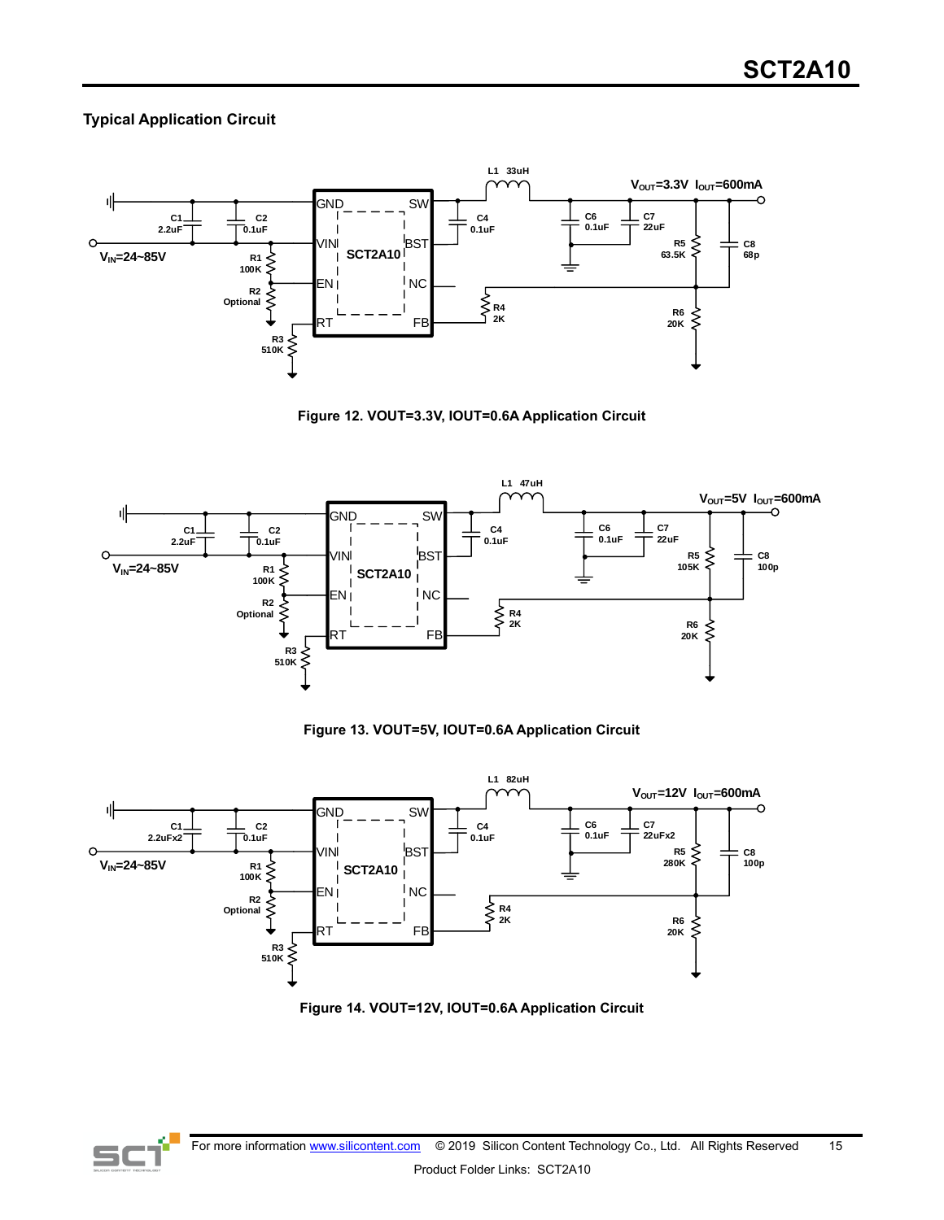## Typical Application Circuit

Figure 12. VOUT=3.3V, IOUT=0.6A Application Circuit

Figure 13. VOUT=5V, IOUT=0.6A Application Circuit

Figure 14. VOUT=12V, IOUT=0.6A Application Circuit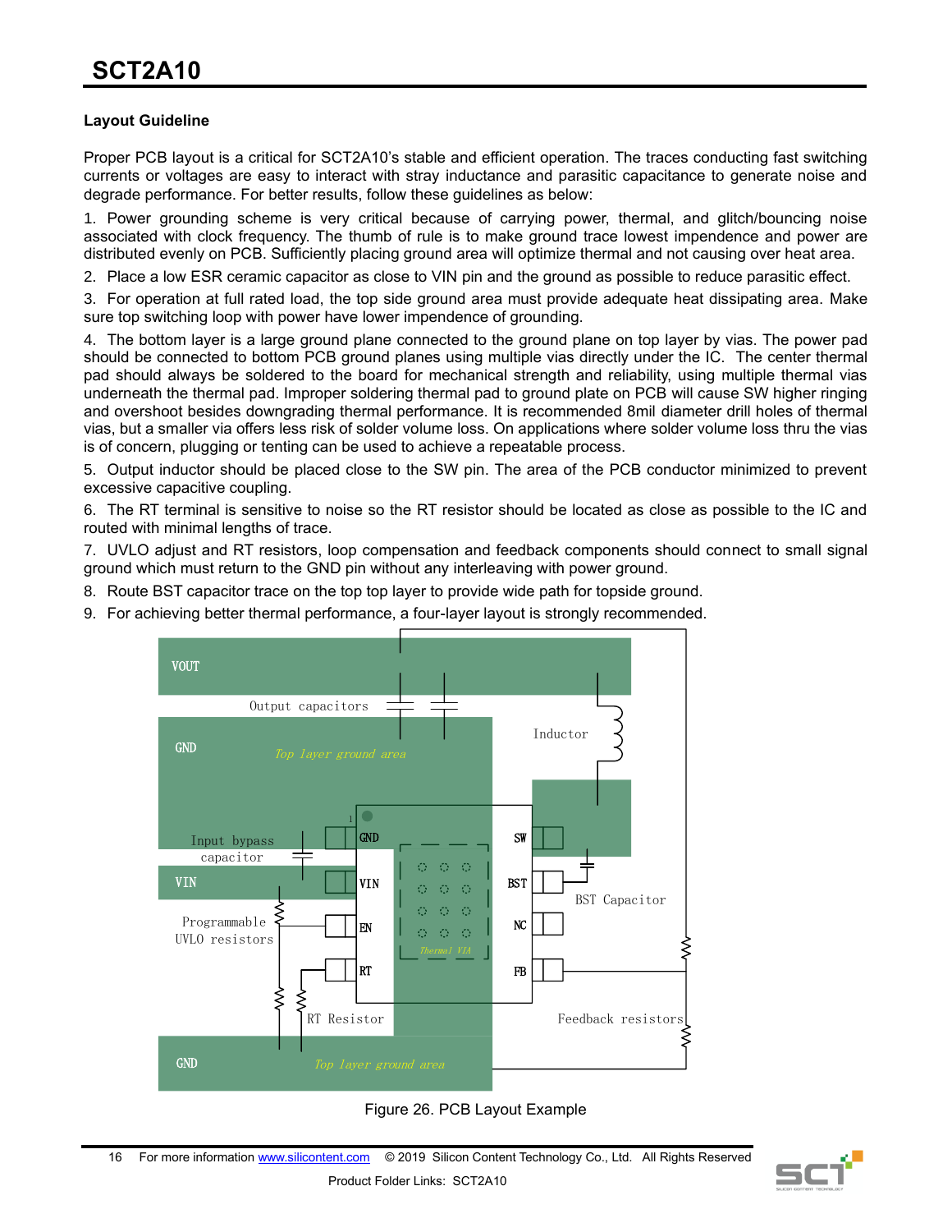### Layout Guideline

Proper PCB layout is a critical for SCT2A10's stable and efficient operation. The traces conducting fast switching currents or voltages are easy to interact with stray inductance and parasitic capacitance to generate noise and degrade performance. For better results, follow these guidelines as below:

1. Power grounding scheme is very critical because of carrying power, thermal, and glitch/bouncing noise associated with clock frequency. The thumb of rule is to make ground trace lowest impendence and power are distributed evenly on PCB. Sufficiently placing ground area will optimize thermal and not causing over heat area.
2. Place a low ESR ceramic capacitor as close to VIN pin and the ground as possible to reduce parasitic effect.
3. For operation at full rated load, the top side ground area must provide adequate heat dissipating area. Make sure top switching loop with power have lower impendence of grounding.
4. The bottom layer is a large ground plane connected to the ground plane on top layer by vias. The power pad should be connected to bottom PCB ground planes using multiple vias directly under the IC. The center thermal pad should always be soldered to the board for mechanical strength and reliability, using multiple thermal vias underneath the thermal pad. Improper soldering thermal pad to ground plate on PCB will cause SW higher ringing and overshoot besides downgrading thermal performance. It is recommended 8mil diameter drill holes of thermal vias, but a smaller via offers less risk of solder volume loss. On applications where solder volume loss thru the vias is of concern, plugging or tenting can be used to achieve a repeatable process.
5. Output inductor should be placed close to the SW pin. The area of the PCB conductor minimized to prevent excessive capacitive coupling.
6. The RT terminal is sensitive to noise so the RT resistor should be located as close as possible to the IC and routed with minimal lengths of trace.
7. UVLO adjust and RT resistors, loop compensation and feedback components should connect to small signal ground which must return to the GND pin without any interleaving with power ground.
8. Route BST capacitor trace on the top top layer to provide wide path for topside ground.
9. For achieving better thermal performance, a four-layer layout is strongly recommended.

Figure 26. PCB Layout Example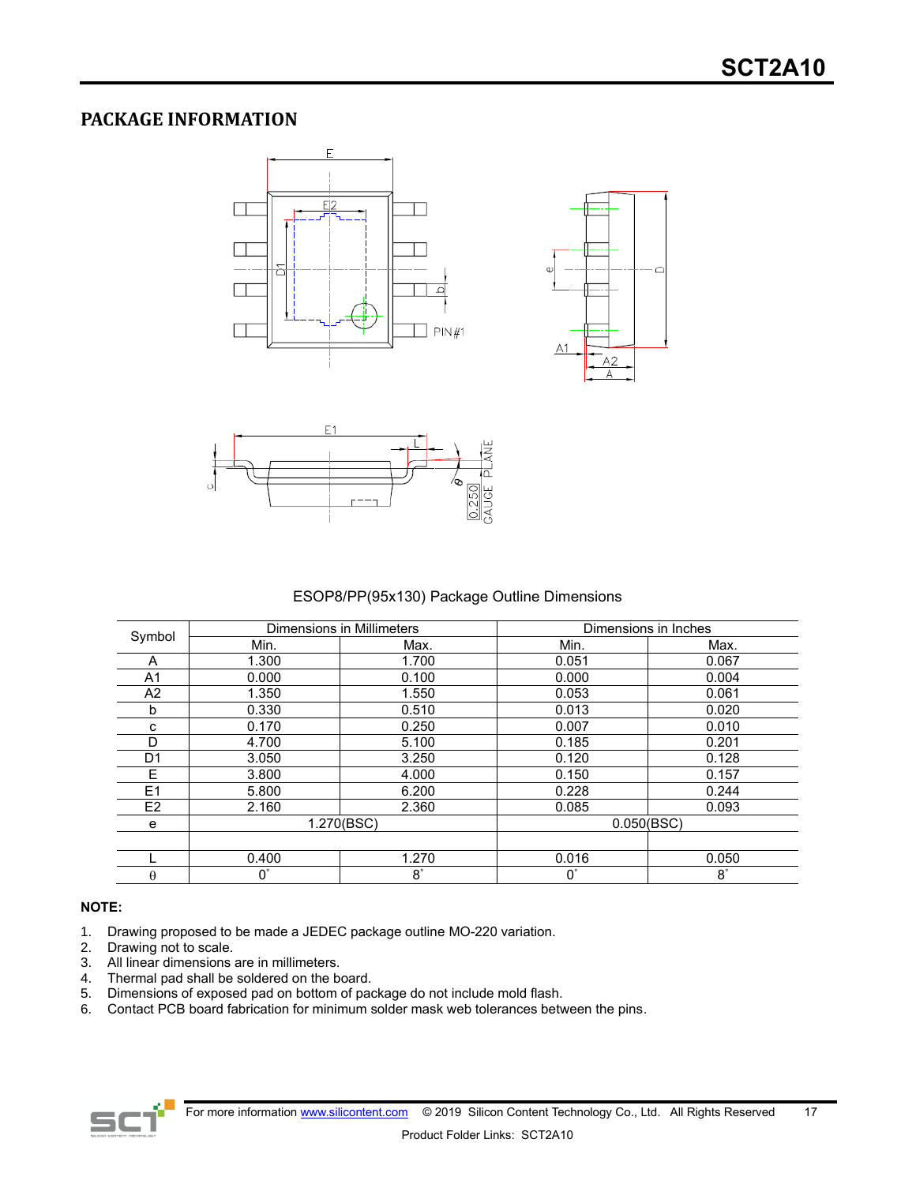## PACKAGE INFORMATION

ESOP8/PP(95x130) Package Outline Dimensions

| Symbol | Dimensions in Millimeters | | Dimensions in Inches | |
|---|---|---|---|---|
| | Min. | Max. | Min. | Max. |
| A | 1.300 | 1.700 | 0.051 | 0.067 |
| A1 | 0.000 | 0.100 | 0.000 | 0.004 |
| A2 | 1.350 | 1.550 | 0.053 | 0.061 |
| b | 0.330 | 0.510 | 0.013 | 0.020 |
| c | 0.170 | 0.250 | 0.007 | 0.010 |
| D | 4.700 | 5.100 | 0.185 | 0.201 |
| D1 | 3.050 | 3.250 | 0.120 | 0.128 |
| E | 3.800 | 4.000 | 0.150 | 0.157 |
| E1 | 5.800 | 6.200 | 0.228 | 0.244 |
| E2 | 2.160 | 2.360 | 0.085 | 0.093 |
| e | 1.270(BSC) | | 0.050(BSC) | |
| | | | | |
| L | 0.400 | 1.270 | 0.016 | 0.050 |
| θ | 0° | 8° | 0° | 8° |

**NOTE:**

1. Drawing proposed to be made a JEDEC package outline MO-220 variation.
2. Drawing not to scale.
3. All linear dimensions are in millimeters.
4. Thermal pad shall be soldered on the board.
5. Dimensions of exposed pad on bottom of package do not include mold flash.
6. Contact PCB board fabrication for minimum solder mask web tolerances between the pins.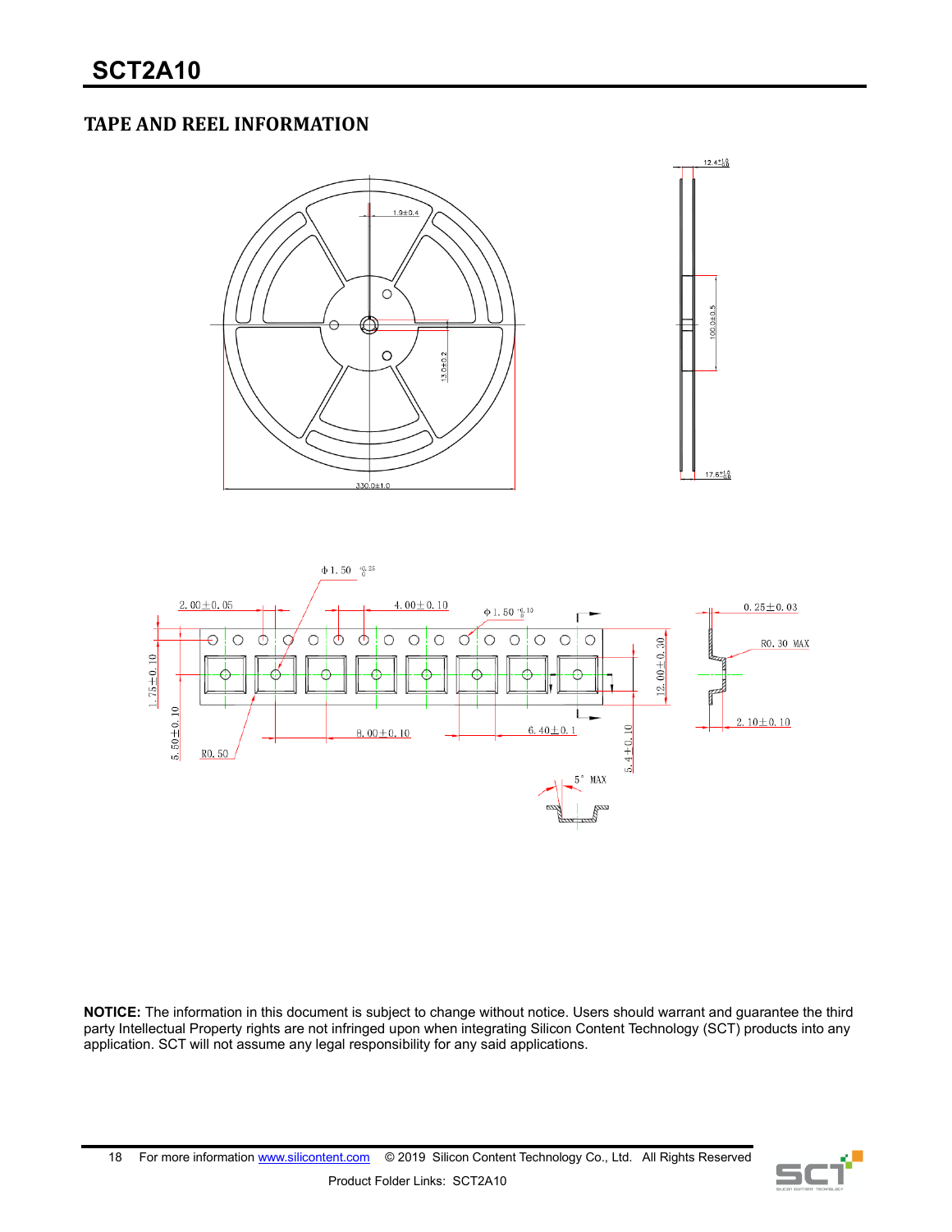## TAPE AND REEL INFORMATION

1.9±0.4

13.0±0.2

330.0±1.0

12.4 $^{+1.0}_{-0.0}$

100.0±0.5

17.6 $^{+1.0}_{-0.0}$

Φ1.50 $^{+0.25}_{0}$

2.00±0.05

4.00±0.10

Φ1.50 $^{+0.10}_{0}$

0.25±0.03

R0.30 MAX

1.75±0.10

12.00±0.30

2.10±0.10

5.50±0.10

8.00±0.10

6.40±0.1

R0.50

5.4±0.10

5° MAX

**NOTICE:** The information in this document is subject to change without notice. Users should warrant and guarantee the third party Intellectual Property rights are not infringed upon when integrating Silicon Content Technology (SCT) products into any application. SCT will not assume any legal responsibility for any said applications.